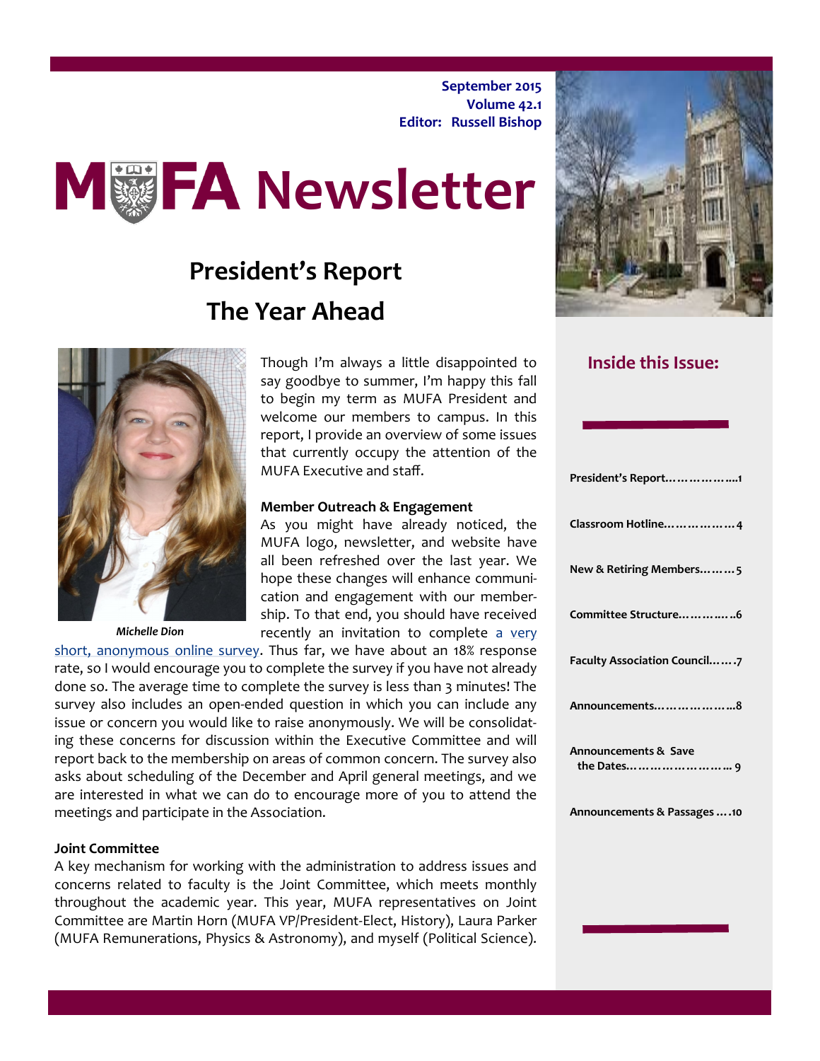September 2015
Volume 42.1
Editor: Russell Bishop

# MUFA Newsletter

## President's Report
## The Year Ahead

*Michelle Dion*

Though I'm always a little disappointed to say goodbye to summer, I'm happy this fall to begin my term as MUFA President and welcome our members to campus. In this report, I provide an overview of some issues that currently occupy the attention of the MUFA Executive and staff.

**Member Outreach & Engagement**

As you might have already noticed, the MUFA logo, newsletter, and website have all been refreshed over the last year. We hope these changes will enhance communication and engagement with our membership. To that end, you should have received recently an invitation to complete a very short, anonymous online survey. Thus far, we have about an 18% response rate, so I would encourage you to complete the survey if you have not already done so. The average time to complete the survey is less than 3 minutes! The survey also includes an open-ended question in which you can include any issue or concern you would like to raise anonymously. We will be consolidating these concerns for discussion within the Executive Committee and will report back to the membership on areas of common concern. The survey also asks about scheduling of the December and April general meetings, and we are interested in what we can do to encourage more of you to attend the meetings and participate in the Association.

**Joint Committee**

A key mechanism for working with the administration to address issues and concerns related to faculty is the Joint Committee, which meets monthly throughout the academic year. This year, MUFA representatives on Joint Committee are Martin Horn (MUFA VP/President-Elect, History), Laura Parker (MUFA Remunerations, Physics & Astronomy), and myself (Political Science).

### Inside this Issue:

- President's Report……………….1
- Classroom Hotline………………4
- New & Retiring Members………5
- Committee Structure…………..6
- Faculty Association Council…….7
- Announcements………………..8
- Announcements & Save the Dates…………………… 9
- Announcements & Passages ….10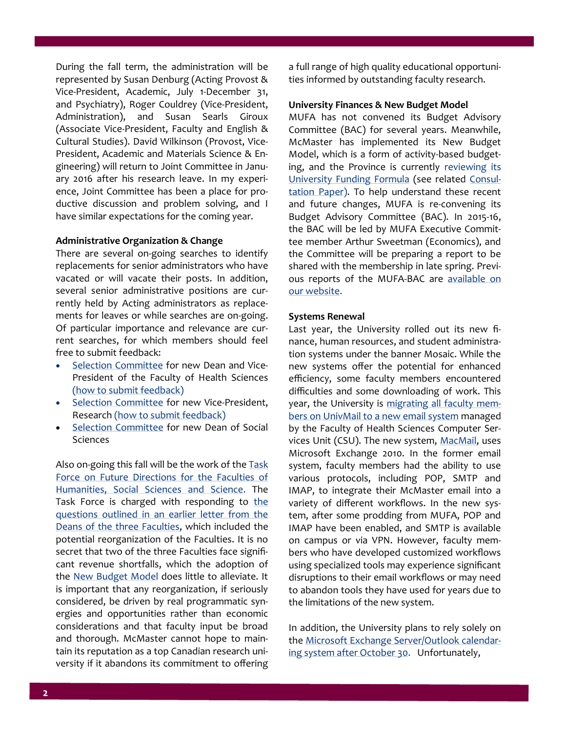During the fall term, the administration will be represented by Susan Denburg (Acting Provost & Vice-President, Academic, July 1-December 31, and Psychiatry), Roger Couldrey (Vice-President, Administration), and Susan Searls Giroux (Associate Vice-President, Faculty and English & Cultural Studies). David Wilkinson (Provost, Vice-President, Academic and Materials Science & Engineering) will return to Joint Committee in January 2016 after his research leave. In my experience, Joint Committee has been a place for productive discussion and problem solving, and I have similar expectations for the coming year.

**Administrative Organization & Change**

There are several on-going searches to identify replacements for senior administrators who have vacated or will vacate their posts. In addition, several senior administrative positions are currently held by Acting administrators as replacements for leaves or while searches are on-going. Of particular importance and relevance are current searches, for which members should feel free to submit feedback:

- Selection Committee for new Dean and Vice-President of the Faculty of Health Sciences (how to submit feedback)
- Selection Committee for new Vice-President, Research (how to submit feedback)
- Selection Committee for new Dean of Social Sciences

Also on-going this fall will be the work of the Task Force on Future Directions for the Faculties of Humanities, Social Sciences and Science. The Task Force is charged with responding to the questions outlined in an earlier letter from the Deans of the three Faculties, which included the potential reorganization of the Faculties. It is no secret that two of the three Faculties face significant revenue shortfalls, which the adoption of the New Budget Model does little to alleviate. It is important that any reorganization, if seriously considered, be driven by real programmatic synergies and opportunities rather than economic considerations and that faculty input be broad and thorough. McMaster cannot hope to maintain its reputation as a top Canadian research university if it abandons its commitment to offering a full range of high quality educational opportunities informed by outstanding faculty research.

**University Finances & New Budget Model**

MUFA has not convened its Budget Advisory Committee (BAC) for several years. Meanwhile, McMaster has implemented its New Budget Model, which is a form of activity-based budgeting, and the Province is currently reviewing its University Funding Formula (see related Consultation Paper). To help understand these recent and future changes, MUFA is re-convening its Budget Advisory Committee (BAC). In 2015-16, the BAC will be led by MUFA Executive Committee member Arthur Sweetman (Economics), and the Committee will be preparing a report to be shared with the membership in late spring. Previous reports of the MUFA-BAC are available on our website.

**Systems Renewal**

Last year, the University rolled out its new finance, human resources, and student administration systems under the banner Mosaic. While the new systems offer the potential for enhanced efficiency, some faculty members encountered difficulties and some downloading of work. This year, the University is migrating all faculty members on UnivMail to a new email system managed by the Faculty of Health Sciences Computer Services Unit (CSU). The new system, MacMail, uses Microsoft Exchange 2010. In the former email system, faculty members had the ability to use various protocols, including POP, SMTP and IMAP, to integrate their McMaster email into a variety of different workflows. In the new system, after some prodding from MUFA, POP and IMAP have been enabled, and SMTP is available on campus or via VPN. However, faculty members who have developed customized workflows using specialized tools may experience significant disruptions to their email workflows or may need to abandon tools they have used for years due to the limitations of the new system.

In addition, the University plans to rely solely on the Microsoft Exchange Server/Outlook calendaring system after October 30. Unfortunately,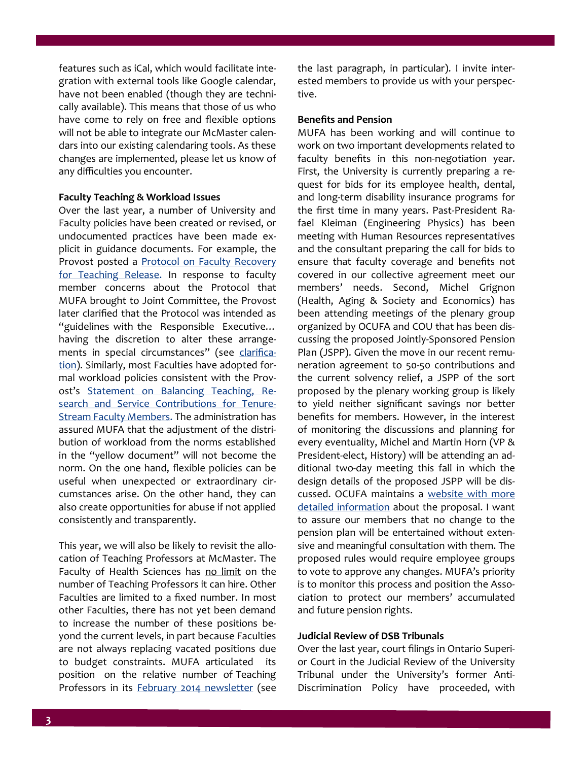features such as iCal, which would facilitate integration with external tools like Google calendar, have not been enabled (though they are technically available). This means that those of us who have come to rely on free and flexible options will not be able to integrate our McMaster calendars into our existing calendaring tools. As these changes are implemented, please let us know of any difficulties you encounter.

**Faculty Teaching & Workload Issues**

Over the last year, a number of University and Faculty policies have been created or revised, or undocumented practices have been made explicit in guidance documents. For example, the Provost posted a Protocol on Faculty Recovery for Teaching Release. In response to faculty member concerns about the Protocol that MUFA brought to Joint Committee, the Provost later clarified that the Protocol was intended as "guidelines with the Responsible Executive… having the discretion to alter these arrangements in special circumstances" (see clarification). Similarly, most Faculties have adopted formal workload policies consistent with the Provost's Statement on Balancing Teaching, Research and Service Contributions for Tenure-Stream Faculty Members. The administration has assured MUFA that the adjustment of the distribution of workload from the norms established in the "yellow document" will not become the norm. On the one hand, flexible policies can be useful when unexpected or extraordinary circumstances arise. On the other hand, they can also create opportunities for abuse if not applied consistently and transparently.

This year, we will also be likely to revisit the allocation of Teaching Professors at McMaster. The Faculty of Health Sciences has no limit on the number of Teaching Professors it can hire. Other Faculties are limited to a fixed number. In most other Faculties, there has not yet been demand to increase the number of these positions beyond the current levels, in part because Faculties are not always replacing vacated positions due to budget constraints. MUFA articulated its position on the relative number of Teaching Professors in its February 2014 newsletter (see the last paragraph, in particular). I invite interested members to provide us with your perspective.

**Benefits and Pension**

MUFA has been working and will continue to work on two important developments related to faculty benefits in this non-negotiation year. First, the University is currently preparing a request for bids for its employee health, dental, and long-term disability insurance programs for the first time in many years. Past-President Rafael Kleiman (Engineering Physics) has been meeting with Human Resources representatives and the consultant preparing the call for bids to ensure that faculty coverage and benefits not covered in our collective agreement meet our members' needs. Second, Michel Grignon (Health, Aging & Society and Economics) has been attending meetings of the plenary group organized by OCUFA and COU that has been discussing the proposed Jointly-Sponsored Pension Plan (JSPP). Given the move in our recent remuneration agreement to 50-50 contributions and the current solvency relief, a JSPP of the sort proposed by the plenary working group is likely to yield neither significant savings nor better benefits for members. However, in the interest of monitoring the discussions and planning for every eventuality, Michel and Martin Horn (VP & President-elect, History) will be attending an additional two-day meeting this fall in which the design details of the proposed JSPP will be discussed. OCUFA maintains a website with more detailed information about the proposal. I want to assure our members that no change to the pension plan will be entertained without extensive and meaningful consultation with them. The proposed rules would require employee groups to vote to approve any changes. MUFA's priority is to monitor this process and position the Association to protect our members' accumulated and future pension rights.

**Judicial Review of DSB Tribunals**

Over the last year, court filings in Ontario Superior Court in the Judicial Review of the University Tribunal under the University's former Anti-Discrimination Policy have proceeded, with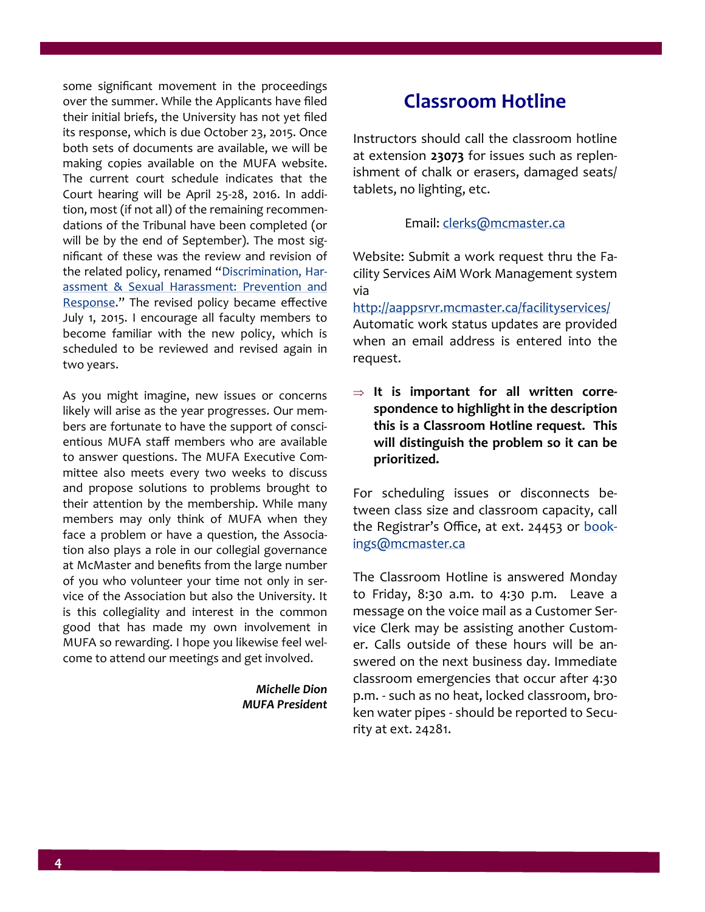some significant movement in the proceedings over the summer. While the Applicants have filed their initial briefs, the University has not yet filed its response, which is due October 23, 2015. Once both sets of documents are available, we will be making copies available on the MUFA website. The current court schedule indicates that the Court hearing will be April 25-28, 2016. In addition, most (if not all) of the remaining recommendations of the Tribunal have been completed (or will be by the end of September). The most significant of these was the review and revision of the related policy, renamed "Discrimination, Harassment & Sexual Harassment: Prevention and Response." The revised policy became effective July 1, 2015. I encourage all faculty members to become familiar with the new policy, which is scheduled to be reviewed and revised again in two years.

As you might imagine, new issues or concerns likely will arise as the year progresses. Our members are fortunate to have the support of conscientious MUFA staff members who are available to answer questions. The MUFA Executive Committee also meets every two weeks to discuss and propose solutions to problems brought to their attention by the membership. While many members may only think of MUFA when they face a problem or have a question, the Association also plays a role in our collegial governance at McMaster and benefits from the large number of you who volunteer your time not only in service of the Association but also the University. It is this collegiality and interest in the common good that has made my own involvement in MUFA so rewarding. I hope you likewise feel welcome to attend our meetings and get involved.

***Michelle Dion***
***MUFA President***

## Classroom Hotline

Instructors should call the classroom hotline at extension **23073** for issues such as replenishment of chalk or erasers, damaged seats/ tablets, no lighting, etc.

Email: clerks@mcmaster.ca

Website: Submit a work request thru the Facility Services AiM Work Management system via
http://aappsrvr.mcmaster.ca/facilityservices/
Automatic work status updates are provided when an email address is entered into the request.

⇒ **It is important for all written correspondence to highlight in the description this is a Classroom Hotline request. This will distinguish the problem so it can be prioritized.**

For scheduling issues or disconnects between class size and classroom capacity, call the Registrar's Office, at ext. 24453 or bookings@mcmaster.ca

The Classroom Hotline is answered Monday to Friday, 8:30 a.m. to 4:30 p.m. Leave a message on the voice mail as a Customer Service Clerk may be assisting another Customer. Calls outside of these hours will be answered on the next business day. Immediate classroom emergencies that occur after 4:30 p.m. - such as no heat, locked classroom, broken water pipes - should be reported to Security at ext. 24281.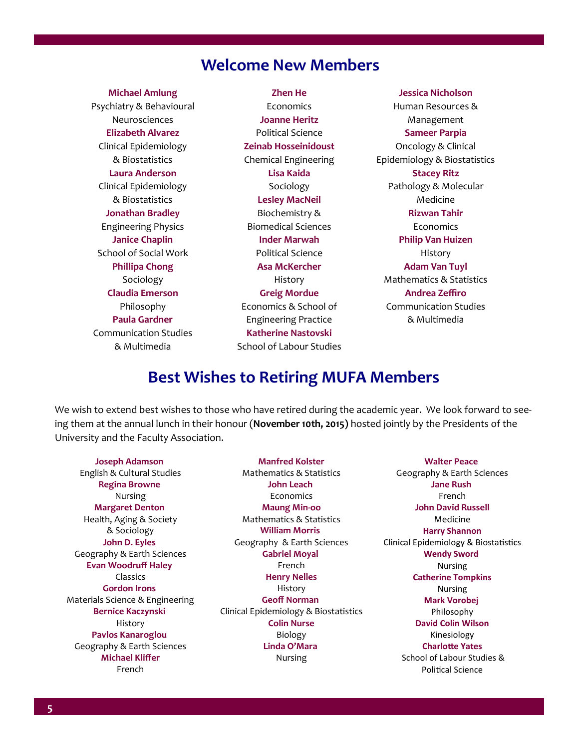## Welcome New Members

**Michael Amlung**
Psychiatry & Behavioural Neurosciences

**Elizabeth Alvarez**
Clinical Epidemiology & Biostatistics

**Laura Anderson**
Clinical Epidemiology & Biostatistics

**Jonathan Bradley**
Engineering Physics

**Janice Chaplin**
School of Social Work

**Phillipa Chong**
Sociology

**Claudia Emerson**
Philosophy

**Paula Gardner**
Communication Studies & Multimedia

**Zhen He**
Economics

**Joanne Heritz**
Political Science

**Zeinab Hosseinidoust**
Chemical Engineering

**Lisa Kaida**
Sociology

**Lesley MacNeil**
Biochemistry & Biomedical Sciences

**Inder Marwah**
Political Science

**Asa McKercher**
History

**Greig Mordue**
Economics & School of Engineering Practice

**Katherine Nastovski**
School of Labour Studies

**Jessica Nicholson**
Human Resources & Management

**Sameer Parpia**
Oncology & Clinical Epidemiology & Biostatistics

**Stacey Ritz**
Pathology & Molecular Medicine

**Rizwan Tahir**
Economics

**Philip Van Huizen**
History

**Adam Van Tuyl**
Mathematics & Statistics

**Andrea Zeffiro**
Communication Studies & Multimedia

## Best Wishes to Retiring MUFA Members

We wish to extend best wishes to those who have retired during the academic year. We look forward to seeing them at the annual lunch in their honour (**November 10th, 2015**) hosted jointly by the Presidents of the University and the Faculty Association.

**Joseph Adamson**
English & Cultural Studies

**Regina Browne**
Nursing

**Margaret Denton**
Health, Aging & Society & Sociology

**John D. Eyles**
Geography & Earth Sciences

**Evan Woodruff Haley**
Classics

**Gordon Irons**
Materials Science & Engineering

**Bernice Kaczynski**
History

**Pavlos Kanaroglou**
Geography & Earth Sciences

**Michael Kliffer**
French

**Manfred Kolster**
Mathematics & Statistics

**John Leach**
Economics

**Maung Min-oo**
Mathematics & Statistics

**William Morris**
Geography & Earth Sciences

**Gabriel Moyal**
French

**Henry Nelles**
History

**Geoff Norman**
Clinical Epidemiology & Biostatistics

**Colin Nurse**
Biology

**Linda O'Mara**
Nursing

**Walter Peace**
Geography & Earth Sciences

**Jane Rush**
French

**John David Russell**
Medicine

**Harry Shannon**
Clinical Epidemiology & Biostatistics

**Wendy Sword**
Nursing

**Catherine Tompkins**
Nursing

**Mark Vorobej**
Philosophy

**David Colin Wilson**
Kinesiology

**Charlotte Yates**
School of Labour Studies & Political Science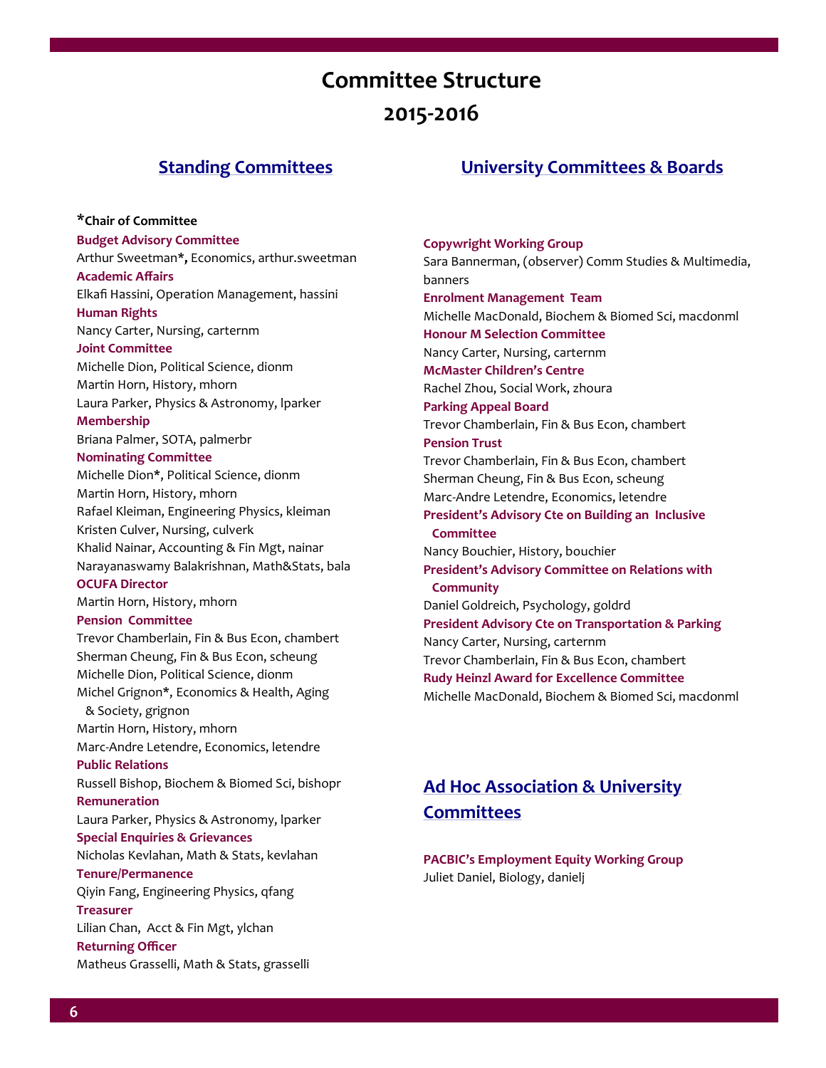# Committee Structure 2015-2016

## Standing Committees

**\*Chair of Committee**

**Budget Advisory Committee**
Arthur Sweetman*, Economics, arthur.sweetman

**Academic Affairs**
Elkafi Hassini, Operation Management, hassini

**Human Rights**
Nancy Carter, Nursing, carternm

**Joint Committee**
Michelle Dion, Political Science, dionm
Martin Horn, History, mhorn
Laura Parker, Physics & Astronomy, lparker

**Membership**
Briana Palmer, SOTA, palmerbr

**Nominating Committee**
Michelle Dion*, Political Science, dionm
Martin Horn, History, mhorn
Rafael Kleiman, Engineering Physics, kleiman
Kristen Culver, Nursing, culverk
Khalid Nainar, Accounting & Fin Mgt, nainar
Narayanaswamy Balakrishnan, Math&Stats, bala

**OCUFA Director**
Martin Horn, History, mhorn

**Pension Committee**
Trevor Chamberlain, Fin & Bus Econ, chambert
Sherman Cheung, Fin & Bus Econ, scheung
Michelle Dion, Political Science, dionm
Michel Grignon*, Economics & Health, Aging & Society, grignon
Martin Horn, History, mhorn
Marc-Andre Letendre, Economics, letendre

**Public Relations**
Russell Bishop, Biochem & Biomed Sci, bishopr

**Remuneration**
Laura Parker, Physics & Astronomy, lparker

**Special Enquiries & Grievances**
Nicholas Kevlahan, Math & Stats, kevlahan

**Tenure/Permanence**
Qiyin Fang, Engineering Physics, qfang

**Treasurer**
Lilian Chan, Acct & Fin Mgt, ylchan

**Returning Officer**
Matheus Grasselli, Math & Stats, grasselli

## University Committees & Boards

**Copywright Working Group**
Sara Bannerman, (observer) Comm Studies & Multimedia, banners

**Enrolment Management Team**
Michelle MacDonald, Biochem & Biomed Sci, macdonml

**Honour M Selection Committee**
Nancy Carter, Nursing, carternm

**McMaster Children's Centre**
Rachel Zhou, Social Work, zhoura

**Parking Appeal Board**
Trevor Chamberlain, Fin & Bus Econ, chambert

**Pension Trust**
Trevor Chamberlain, Fin & Bus Econ, chambert
Sherman Cheung, Fin & Bus Econ, scheung
Marc-Andre Letendre, Economics, letendre

**President's Advisory Cte on Building an Inclusive Committee**
Nancy Bouchier, History, bouchier

**President's Advisory Committee on Relations with Community**
Daniel Goldreich, Psychology, goldrd

**President Advisory Cte on Transportation & Parking**
Nancy Carter, Nursing, carternm
Trevor Chamberlain, Fin & Bus Econ, chambert

**Rudy Heinzl Award for Excellence Committee**
Michelle MacDonald, Biochem & Biomed Sci, macdonml

## Ad Hoc Association & University Committees

**PACBIC's Employment Equity Working Group**
Juliet Daniel, Biology, danielj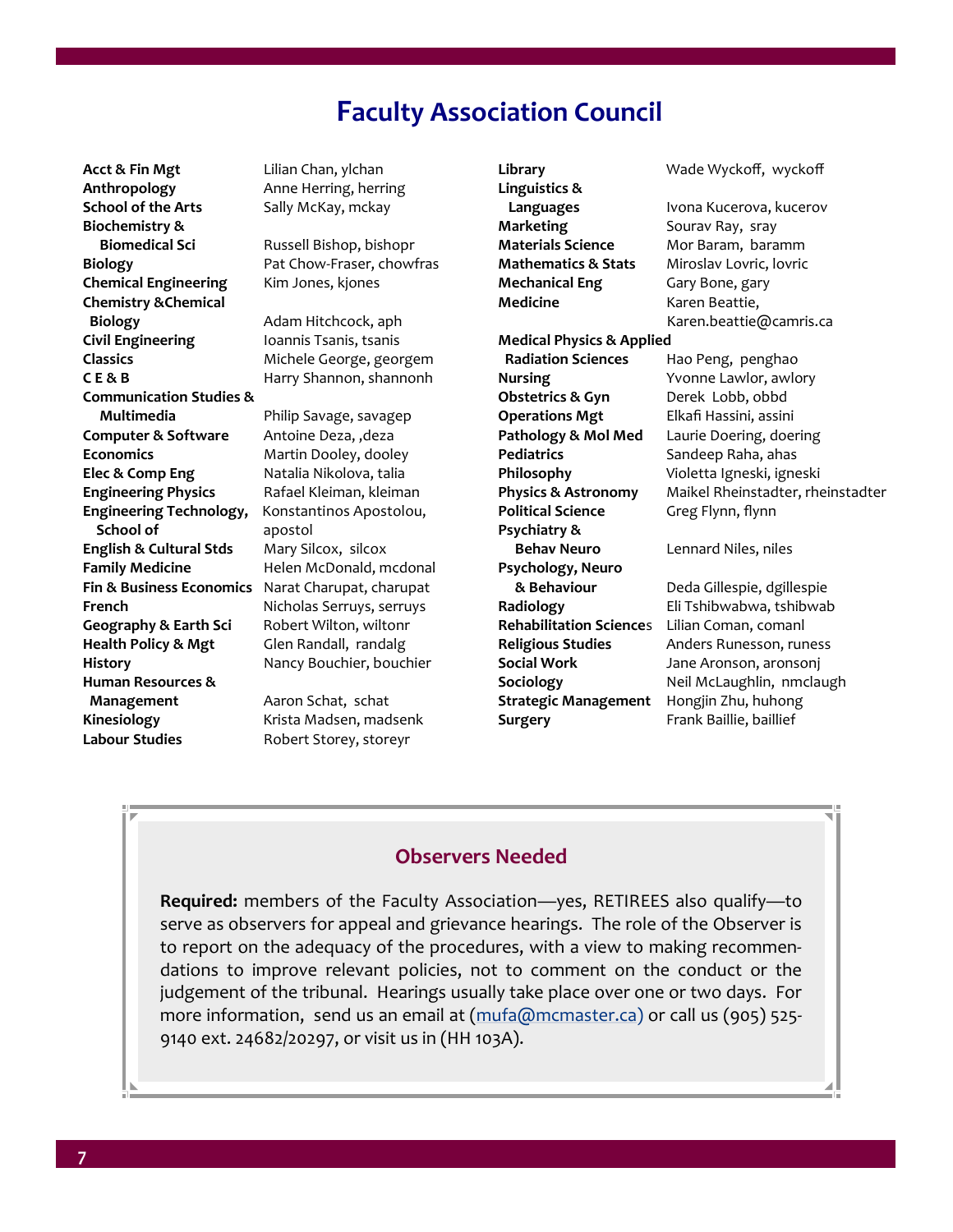# Faculty Association Council

| Department | Representative |
|---|---|
| **Acct & Fin Mgt** | Lilian Chan, ylchan |
| **Anthropology** | Anne Herring, herring |
| **School of the Arts** | Sally McKay, mckay |
| **Biochemistry & Biomedical Sci** | Russell Bishop, bishopr |
| **Biology** | Pat Chow-Fraser, chowfras |
| **Chemical Engineering** | Kim Jones, kjones |
| **Chemistry &Chemical Biology** | Adam Hitchcock, aph |
| **Civil Engineering** | Ioannis Tsanis, tsanis |
| **Classics** | Michele George, georgem |
| **C E & B** | Harry Shannon, shannonh |
| **Communication Studies & Multimedia** | Philip Savage, savagep |
| **Computer & Software** | Antoine Deza, ,deza |
| **Economics** | Martin Dooley, dooley |
| **Elec & Comp Eng** | Natalia Nikolova, talia |
| **Engineering Physics** | Rafael Kleiman, kleiman |
| **Engineering Technology, School of** | Konstantinos Apostolou, apostol |
| **English & Cultural Stds** | Mary Silcox, silcox |
| **Family Medicine** | Helen McDonald, mcdonal |
| **Fin & Business Economics** | Narat Charupat, charupat |
| **French** | Nicholas Serruys, serruys |
| **Geography & Earth Sci** | Robert Wilton, wiltonr |
| **Health Policy & Mgt** | Glen Randall, randalg |
| **History** | Nancy Bouchier, bouchier |
| **Human Resources & Management** | Aaron Schat, schat |
| **Kinesiology** | Krista Madsen, madsenk |
| **Labour Studies** | Robert Storey, storeyr |
| **Library** | Wade Wyckoff, wyckoff |
| **Linguistics & Languages** | Ivona Kucerova, kucerov |
| **Marketing** | Sourav Ray, sray |
| **Materials Science** | Mor Baram, baramm |
| **Mathematics & Stats** | Miroslav Lovric, lovric |
| **Mechanical Eng** | Gary Bone, gary |
| **Medicine** | Karen Beattie, Karen.beattie@camris.ca |
| **Medical Physics & Applied Radiation Sciences** | Hao Peng, penghao |
| **Nursing** | Yvonne Lawlor, awlory |
| **Obstetrics & Gyn** | Derek Lobb, obbd |
| **Operations Mgt** | Elkafi Hassini, assini |
| **Pathology & Mol Med** | Laurie Doering, doering |
| **Pediatrics** | Sandeep Raha, ahas |
| **Philosophy** | Violetta Igneski, igneski |
| **Physics & Astronomy** | Maikel Rheinstadter, rheinstadter |
| **Political Science** | Greg Flynn, flynn |
| **Psychiatry & Behav Neuro** | Lennard Niles, niles |
| **Psychology, Neuro & Behaviour** | Deda Gillespie, dgillespie |
| **Radiology** | Eli Tshibwabwa, tshibwab |
| **Rehabilitation Sciences** | Lilian Coman, comanl |
| **Religious Studies** | Anders Runesson, runess |
| **Social Work** | Jane Aronson, aronsonj |
| **Sociology** | Neil McLaughlin, nmclaugh |
| **Strategic Management** | Hongjin Zhu, huhong |
| **Surgery** | Frank Baillie, baillief |

## Observers Needed

**Required:** members of the Faculty Association—yes, RETIREES also qualify—to serve as observers for appeal and grievance hearings. The role of the Observer is to report on the adequacy of the procedures, with a view to making recommendations to improve relevant policies, not to comment on the conduct or the judgement of the tribunal. Hearings usually take place over one or two days. For more information, send us an email at (mufa@mcmaster.ca) or call us (905) 525-9140 ext. 24682/20297, or visit us in (HH 103A).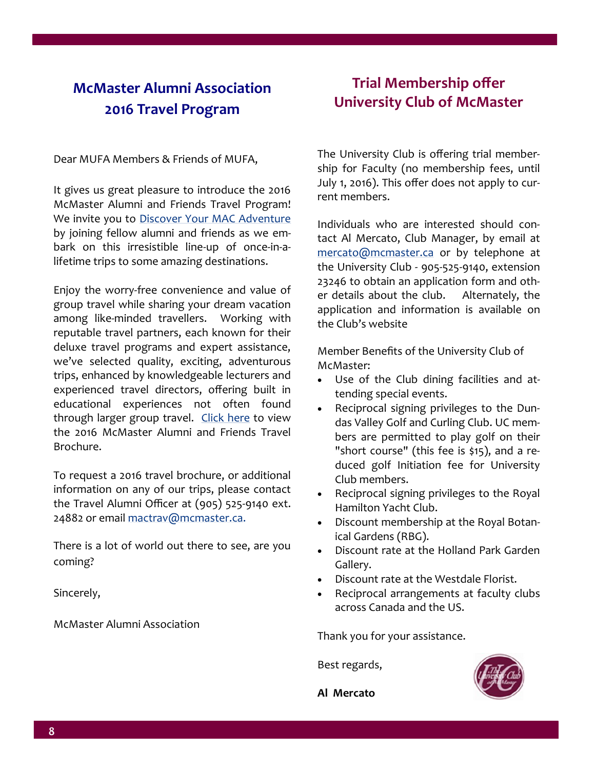## McMaster Alumni Association 2016 Travel Program

Dear MUFA Members & Friends of MUFA,

It gives us great pleasure to introduce the 2016 McMaster Alumni and Friends Travel Program! We invite you to Discover Your MAC Adventure by joining fellow alumni and friends as we embark on this irresistible line-up of once-in-a-lifetime trips to some amazing destinations.

Enjoy the worry-free convenience and value of group travel while sharing your dream vacation among like-minded travellers. Working with reputable travel partners, each known for their deluxe travel programs and expert assistance, we've selected quality, exciting, adventurous trips, enhanced by knowledgeable lecturers and experienced travel directors, offering built in educational experiences not often found through larger group travel. Click here to view the 2016 McMaster Alumni and Friends Travel Brochure.

To request a 2016 travel brochure, or additional information on any of our trips, please contact the Travel Alumni Officer at (905) 525-9140 ext. 24882 or email mactrav@mcmaster.ca.

There is a lot of world out there to see, are you coming?

Sincerely,

McMaster Alumni Association

## Trial Membership offer University Club of McMaster

The University Club is offering trial membership for Faculty (no membership fees, until July 1, 2016). This offer does not apply to current members.

Individuals who are interested should contact Al Mercato, Club Manager, by email at mercato@mcmaster.ca or by telephone at the University Club - 905-525-9140, extension 23246 to obtain an application form and other details about the club. Alternately, the application and information is available on the Club's website

Member Benefits of the University Club of McMaster:

- Use of the Club dining facilities and attending special events.
- Reciprocal signing privileges to the Dundas Valley Golf and Curling Club. UC members are permitted to play golf on their "short course" (this fee is $15), and a reduced golf Initiation fee for University Club members.
- Reciprocal signing privileges to the Royal Hamilton Yacht Club.
- Discount membership at the Royal Botanical Gardens (RBG).
- Discount rate at the Holland Park Garden Gallery.
- Discount rate at the Westdale Florist.
- Reciprocal arrangements at faculty clubs across Canada and the US.

Thank you for your assistance.

Best regards,

**Al Mercato**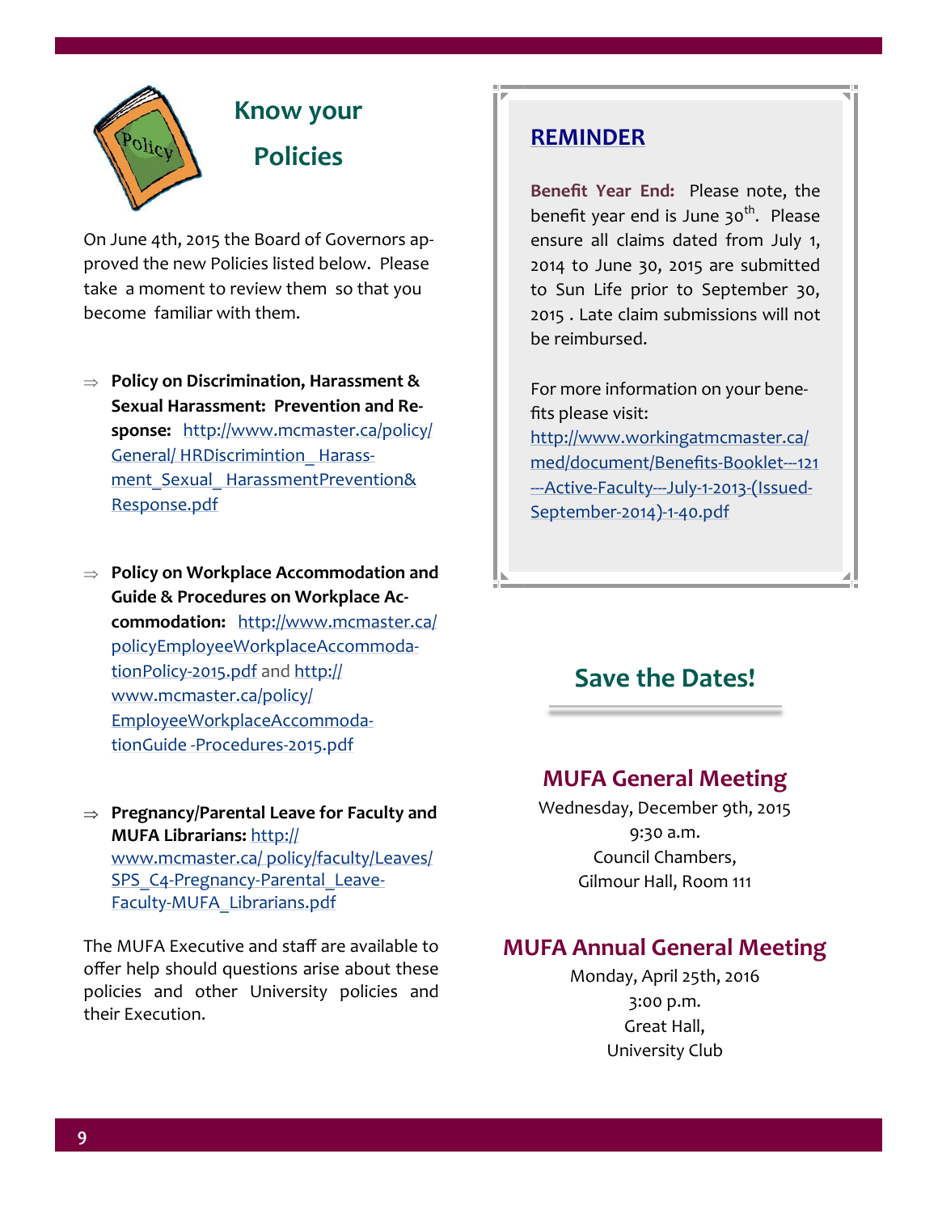## Know your Policies

On June 4th, 2015 the Board of Governors approved the new Policies listed below. Please take a moment to review them so that you become familiar with them.

- **Policy on Discrimination, Harassment & Sexual Harassment: Prevention and Response:** http://www.mcmaster.ca/policy/General/ HRDiscrimintion_ Harassment_Sexual_ HarassmentPrevention&Response.pdf

- **Policy on Workplace Accommodation and Guide & Procedures on Workplace Accommodation:** http://www.mcmaster.ca/policyEmployeeWorkplaceAccommodationPolicy-2015.pdf and http://www.mcmaster.ca/policy/EmployeeWorkplaceAccommodationGuide -Procedures-2015.pdf

- **Pregnancy/Parental Leave for Faculty and MUFA Librarians:** http://www.mcmaster.ca/ policy/faculty/Leaves/SPS_C4-Pregnancy-Parental_Leave-Faculty-MUFA_Librarians.pdf

The MUFA Executive and staff are available to offer help should questions arise about these policies and other University policies and their Execution.

## REMINDER

**Benefit Year End:** Please note, the benefit year end is June 30th. Please ensure all claims dated from July 1, 2014 to June 30, 2015 are submitted to Sun Life prior to September 30, 2015 . Late claim submissions will not be reimbursed.

For more information on your benefits please visit: http://www.workingatmcmaster.ca/med/document/Benefits-Booklet---121---Active-Faculty---July-1-2013-(Issued-September-2014)-1-40.pdf

## Save the Dates!

### MUFA General Meeting

Wednesday, December 9th, 2015
9:30 a.m.
Council Chambers,
Gilmour Hall, Room 111

### MUFA Annual General Meeting

Monday, April 25th, 2016
3:00 p.m.
Great Hall,
University Club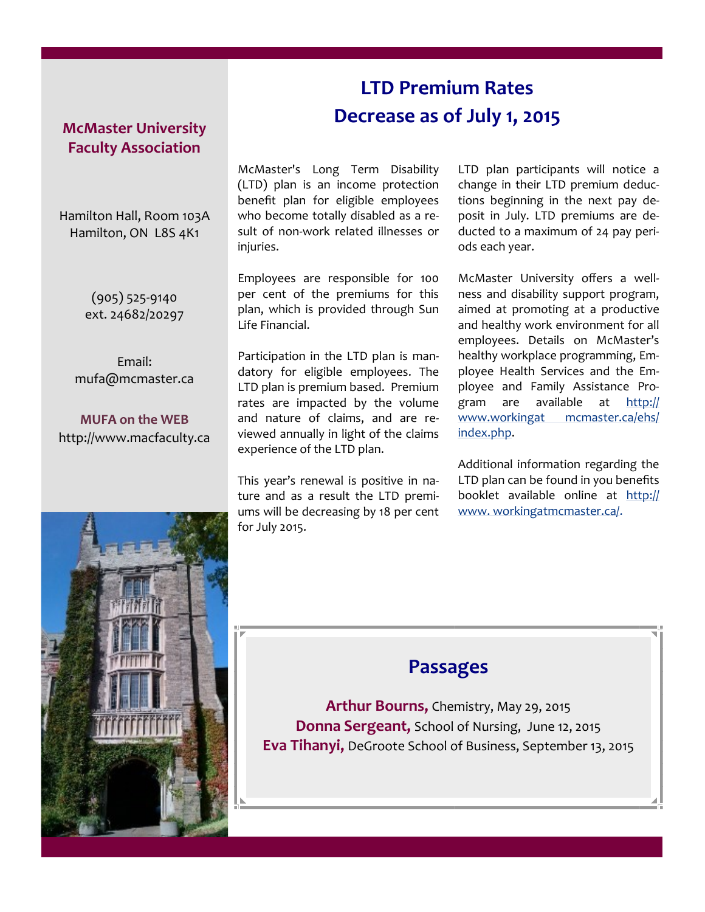**McMaster University Faculty Association**

Hamilton Hall, Room 103A
Hamilton, ON L8S 4K1

(905) 525-9140
ext. 24682/20297

Email:
mufa@mcmaster.ca

**MUFA on the WEB**
http://www.macfaculty.ca

# LTD Premium Rates Decrease as of July 1, 2015

McMaster's Long Term Disability (LTD) plan is an income protection benefit plan for eligible employees who become totally disabled as a result of non-work related illnesses or injuries.

Employees are responsible for 100 per cent of the premiums for this plan, which is provided through Sun Life Financial.

Participation in the LTD plan is mandatory for eligible employees. The LTD plan is premium based. Premium rates are impacted by the volume and nature of claims, and are reviewed annually in light of the claims experience of the LTD plan.

This year's renewal is positive in nature and as a result the LTD premiums will be decreasing by 18 per cent for July 2015.

LTD plan participants will notice a change in their LTD premium deductions beginning in the next pay deposit in July. LTD premiums are deducted to a maximum of 24 pay periods each year.

McMaster University offers a wellness and disability support program, aimed at promoting at a productive and healthy work environment for all employees. Details on McMaster's healthy workplace programming, Employee Health Services and the Employee and Family Assistance Program are available at http://www.workingatmcmaster.ca/ehs/index.php.

Additional information regarding the LTD plan can be found in you benefits booklet available online at http://www. workingatmcmaster.ca/.

## Passages

**Arthur Bourns,** Chemistry, May 29, 2015
**Donna Sergeant,** School of Nursing, June 12, 2015
**Eva Tihanyi,** DeGroote School of Business, September 13, 2015